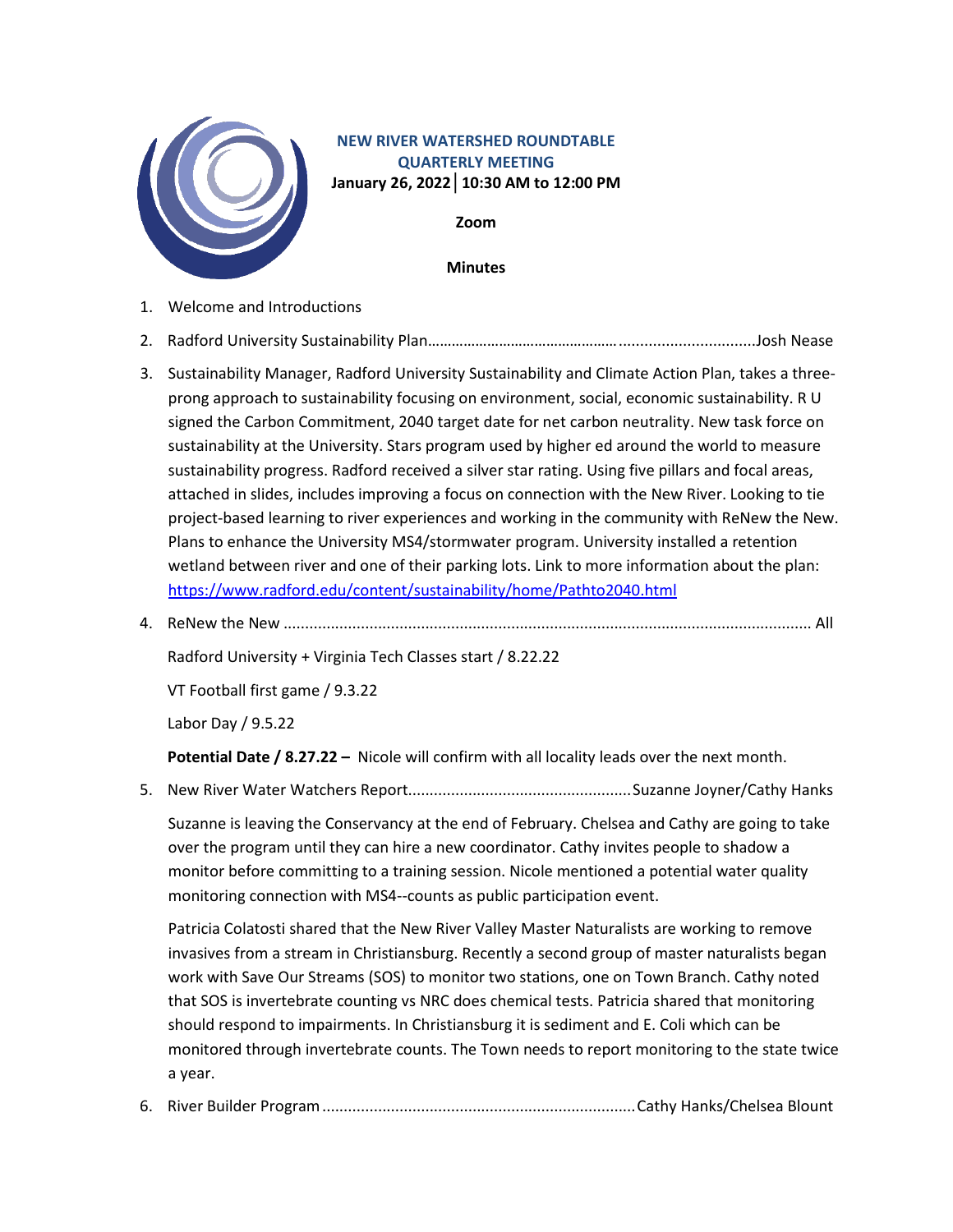# NEW RIVER WATERSHED ROUNDTABLE QUARTERLY MEETING

**January 26, 2022 │ 10:30 AM to 12:00 PM**

**Zoom**

**Minutes**

1. Welcome and Introductions
2. Radford University Sustainability Plan…………………………………………...............................Josh Nease
3. Sustainability Manager, Radford University Sustainability and Climate Action Plan, takes a three-prong approach to sustainability focusing on environment, social, economic sustainability. R U signed the Carbon Commitment, 2040 target date for net carbon neutrality. New task force on sustainability at the University. Stars program used by higher ed around the world to measure sustainability progress. Radford received a silver star rating. Using five pillars and focal areas, attached in slides, includes improving a focus on connection with the New River. Looking to tie project-based learning to river experiences and working in the community with ReNew the New. Plans to enhance the University MS4/stormwater program. University installed a retention wetland between river and one of their parking lots. Link to more information about the plan: [https://www.radford.edu/content/sustainability/home/Pathto2040.html](https://www.radford.edu/content/sustainability/home/Pathto2040.html)
4. ReNew the New ......................................................................................................................... All

   Radford University + Virginia Tech Classes start / 8.22.22

   VT Football first game / 9.3.22

   Labor Day / 9.5.22

   **Potential Date / 8.27.22 –** Nicole will confirm with all locality leads over the next month.

5. New River Water Watchers Report...................................................Suzanne Joyner/Cathy Hanks

   Suzanne is leaving the Conservancy at the end of February. Chelsea and Cathy are going to take over the program until they can hire a new coordinator. Cathy invites people to shadow a monitor before committing to a training session. Nicole mentioned a potential water quality monitoring connection with MS4--counts as public participation event.

   Patricia Colatosti shared that the New River Valley Master Naturalists are working to remove invasives from a stream in Christiansburg. Recently a second group of master naturalists began work with Save Our Streams (SOS) to monitor two stations, one on Town Branch. Cathy noted that SOS is invertebrate counting vs NRC does chemical tests. Patricia shared that monitoring should respond to impairments. In Christiansburg it is sediment and E. Coli which can be monitored through invertebrate counts. The Town needs to report monitoring to the state twice a year.

6. River Builder Program.......................................................................Cathy Hanks/Chelsea Blount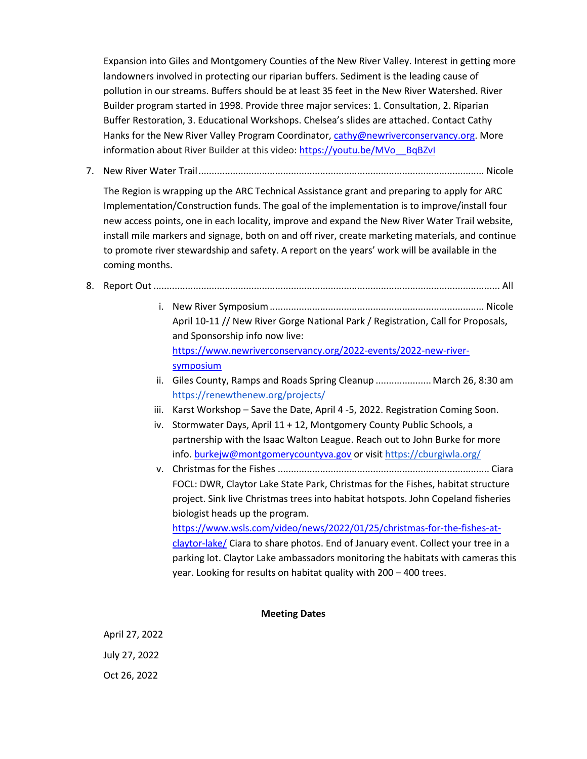Expansion into Giles and Montgomery Counties of the New River Valley. Interest in getting more landowners involved in protecting our riparian buffers. Sediment is the leading cause of pollution in our streams. Buffers should be at least 35 feet in the New River Watershed. River Builder program started in 1998. Provide three major services: 1. Consultation, 2. Riparian Buffer Restoration, 3. Educational Workshops. Chelsea's slides are attached. Contact Cathy Hanks for the New River Valley Program Coordinator, cathy@newriverconservancy.org. More information about River Builder at this video: https://youtu.be/MVo__BqBZvI

7. New River Water Trail ........................................................................................................ Nicole

   The Region is wrapping up the ARC Technical Assistance grant and preparing to apply for ARC Implementation/Construction funds. The goal of the implementation is to improve/install four new access points, one in each locality, improve and expand the New River Water Trail website, install mile markers and signage, both on and off river, create marketing materials, and continue to promote river stewardship and safety. A report on the years' work will be available in the coming months.

8. Report Out ................................................................................................................................. All

   i. New River Symposium ................................................................................ Nicole
      April 10-11 // New River Gorge National Park / Registration, Call for Proposals, and Sponsorship info now live:
      https://www.newriverconservancy.org/2022-events/2022-new-river-symposium
   ii. Giles County, Ramps and Roads Spring Cleanup ..................... March 26, 8:30 am
      https://renewthenew.org/projects/
   iii. Karst Workshop – Save the Date, April 4 -5, 2022. Registration Coming Soon.
   iv. Stormwater Days, April 11 + 12, Montgomery County Public Schools, a partnership with the Isaac Walton League. Reach out to John Burke for more info. burkejw@montgomerycountyva.gov or visit https://cburgiwla.org/
   v. Christmas for the Fishes ............................................................................... Ciara
      FOCL: DWR, Claytor Lake State Park, Christmas for the Fishes, habitat structure project. Sink live Christmas trees into habitat hotspots. John Copeland fisheries biologist heads up the program.
      https://www.wsls.com/video/news/2022/01/25/christmas-for-the-fishes-at-claytor-lake/ Ciara to share photos. End of January event. Collect your tree in a parking lot. Claytor Lake ambassadors monitoring the habitats with cameras this year. Looking for results on habitat quality with 200 – 400 trees.

**Meeting Dates**

April 27, 2022

July 27, 2022

Oct 26, 2022